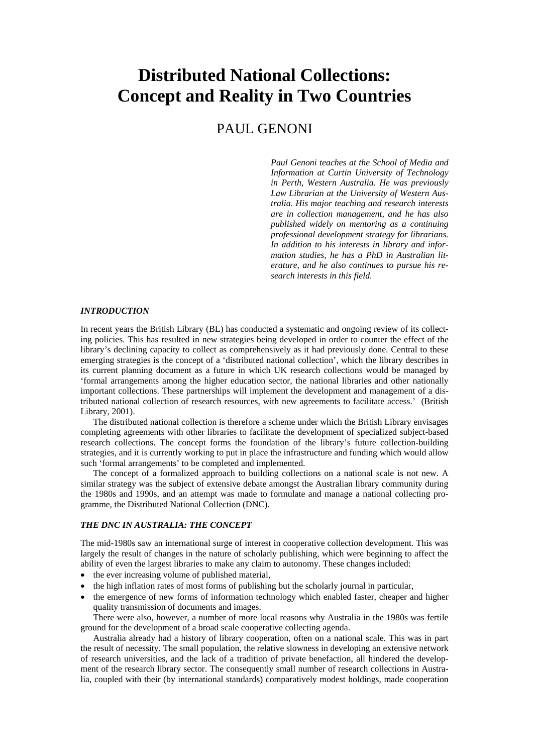# Distributed National Collections: Concept and Reality in Two Countries

## PAUL GENONI

*Paul Genoni teaches at the School of Media and Information at Curtin University of Technology in Perth, Western Australia. He was previously Law Librarian at the University of Western Australia. His major teaching and research interests are in collection management, and he has also published widely on mentoring as a continuing professional development strategy for librarians. In addition to his interests in library and information studies, he has a PhD in Australian literature, and he also continues to pursue his research interests in this field.*

### *INTRODUCTION*

In recent years the British Library (BL) has conducted a systematic and ongoing review of its collecting policies. This has resulted in new strategies being developed in order to counter the effect of the library's declining capacity to collect as comprehensively as it had previously done. Central to these emerging strategies is the concept of a 'distributed national collection', which the library describes in its current planning document as a future in which UK research collections would be managed by 'formal arrangements among the higher education sector, the national libraries and other nationally important collections. These partnerships will implement the development and management of a distributed national collection of research resources, with new agreements to facilitate access.' (British Library, 2001).

The distributed national collection is therefore a scheme under which the British Library envisages completing agreements with other libraries to facilitate the development of specialized subject-based research collections. The concept forms the foundation of the library's future collection-building strategies, and it is currently working to put in place the infrastructure and funding which would allow such 'formal arrangements' to be completed and implemented.

The concept of a formalized approach to building collections on a national scale is not new. A similar strategy was the subject of extensive debate amongst the Australian library community during the 1980s and 1990s, and an attempt was made to formulate and manage a national collecting programme, the Distributed National Collection (DNC).

### *THE DNC IN AUSTRALIA: THE CONCEPT*

The mid-1980s saw an international surge of interest in cooperative collection development. This was largely the result of changes in the nature of scholarly publishing, which were beginning to affect the ability of even the largest libraries to make any claim to autonomy. These changes included:

- the ever increasing volume of published material,
- the high inflation rates of most forms of publishing but the scholarly journal in particular,
- the emergence of new forms of information technology which enabled faster, cheaper and higher quality transmission of documents and images.

There were also, however, a number of more local reasons why Australia in the 1980s was fertile ground for the development of a broad scale cooperative collecting agenda.

Australia already had a history of library cooperation, often on a national scale. This was in part the result of necessity. The small population, the relative slowness in developing an extensive network of research universities, and the lack of a tradition of private benefaction, all hindered the development of the research library sector. The consequently small number of research collections in Australia, coupled with their (by international standards) comparatively modest holdings, made cooperation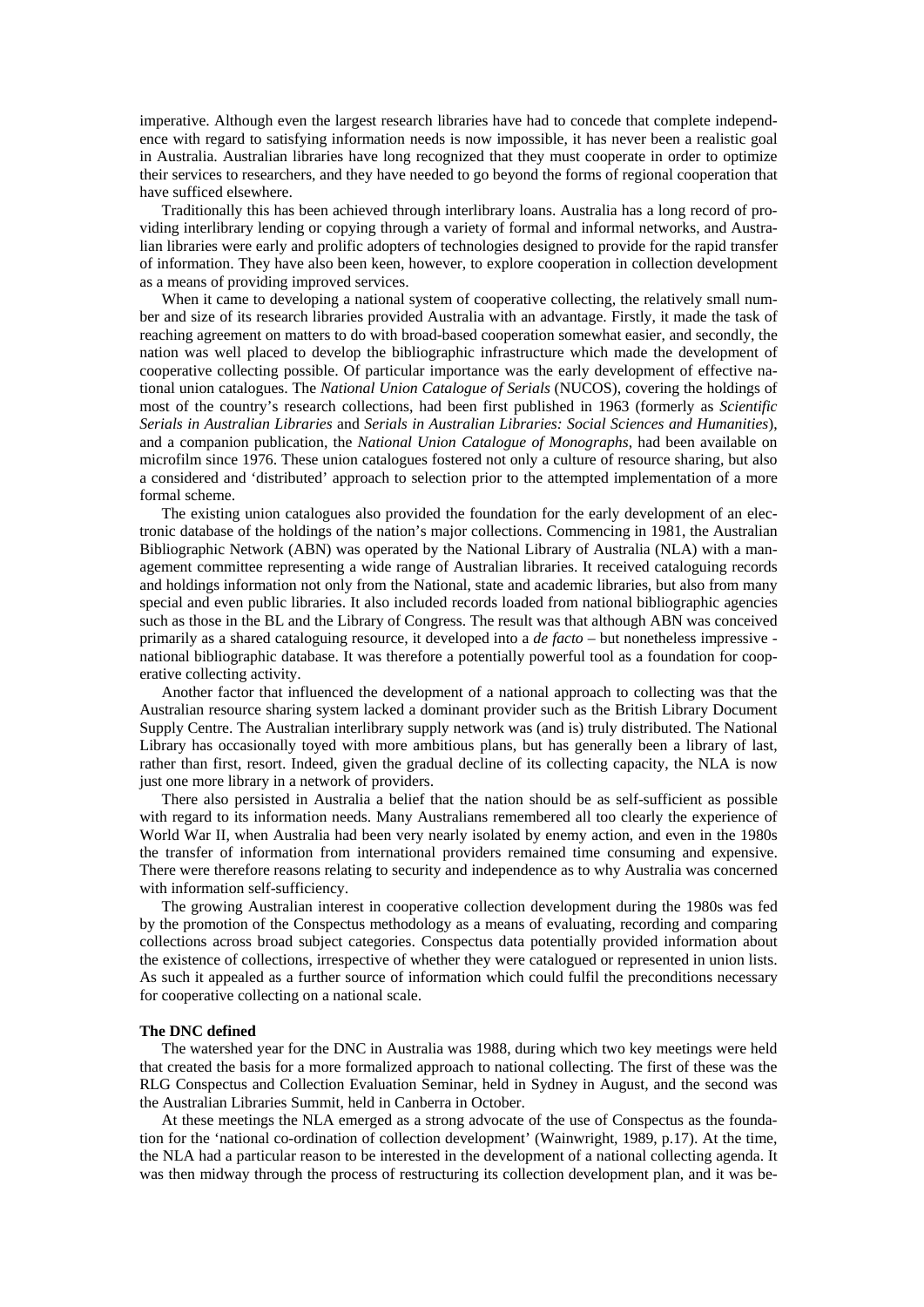imperative. Although even the largest research libraries have had to concede that complete independence with regard to satisfying information needs is now impossible, it has never been a realistic goal in Australia. Australian libraries have long recognized that they must cooperate in order to optimize their services to researchers, and they have needed to go beyond the forms of regional cooperation that have sufficed elsewhere.

Traditionally this has been achieved through interlibrary loans. Australia has a long record of providing interlibrary lending or copying through a variety of formal and informal networks, and Australian libraries were early and prolific adopters of technologies designed to provide for the rapid transfer of information. They have also been keen, however, to explore cooperation in collection development as a means of providing improved services.

When it came to developing a national system of cooperative collecting, the relatively small number and size of its research libraries provided Australia with an advantage. Firstly, it made the task of reaching agreement on matters to do with broad-based cooperation somewhat easier, and secondly, the nation was well placed to develop the bibliographic infrastructure which made the development of cooperative collecting possible. Of particular importance was the early development of effective national union catalogues. The *National Union Catalogue of Serials* (NUCOS), covering the holdings of most of the country's research collections, had been first published in 1963 (formerly as *Scientific Serials in Australian Libraries* and *Serials in Australian Libraries: Social Sciences and Humanities*), and a companion publication, the *National Union Catalogue of Monographs*, had been available on microfilm since 1976. These union catalogues fostered not only a culture of resource sharing, but also a considered and 'distributed' approach to selection prior to the attempted implementation of a more formal scheme.

The existing union catalogues also provided the foundation for the early development of an electronic database of the holdings of the nation's major collections. Commencing in 1981, the Australian Bibliographic Network (ABN) was operated by the National Library of Australia (NLA) with a management committee representing a wide range of Australian libraries. It received cataloguing records and holdings information not only from the National, state and academic libraries, but also from many special and even public libraries. It also included records loaded from national bibliographic agencies such as those in the BL and the Library of Congress. The result was that although ABN was conceived primarily as a shared cataloguing resource, it developed into a *de facto* – but nonetheless impressive - national bibliographic database. It was therefore a potentially powerful tool as a foundation for cooperative collecting activity.

Another factor that influenced the development of a national approach to collecting was that the Australian resource sharing system lacked a dominant provider such as the British Library Document Supply Centre. The Australian interlibrary supply network was (and is) truly distributed. The National Library has occasionally toyed with more ambitious plans, but has generally been a library of last, rather than first, resort. Indeed, given the gradual decline of its collecting capacity, the NLA is now just one more library in a network of providers.

There also persisted in Australia a belief that the nation should be as self-sufficient as possible with regard to its information needs. Many Australians remembered all too clearly the experience of World War II, when Australia had been very nearly isolated by enemy action, and even in the 1980s the transfer of information from international providers remained time consuming and expensive. There were therefore reasons relating to security and independence as to why Australia was concerned with information self-sufficiency.

The growing Australian interest in cooperative collection development during the 1980s was fed by the promotion of the Conspectus methodology as a means of evaluating, recording and comparing collections across broad subject categories. Conspectus data potentially provided information about the existence of collections, irrespective of whether they were catalogued or represented in union lists. As such it appealed as a further source of information which could fulfil the preconditions necessary for cooperative collecting on a national scale.

**The DNC defined**

The watershed year for the DNC in Australia was 1988, during which two key meetings were held that created the basis for a more formalized approach to national collecting. The first of these was the RLG Conspectus and Collection Evaluation Seminar, held in Sydney in August, and the second was the Australian Libraries Summit, held in Canberra in October.

At these meetings the NLA emerged as a strong advocate of the use of Conspectus as the foundation for the 'national co-ordination of collection development' (Wainwright, 1989, p.17). At the time, the NLA had a particular reason to be interested in the development of a national collecting agenda. It was then midway through the process of restructuring its collection development plan, and it was be-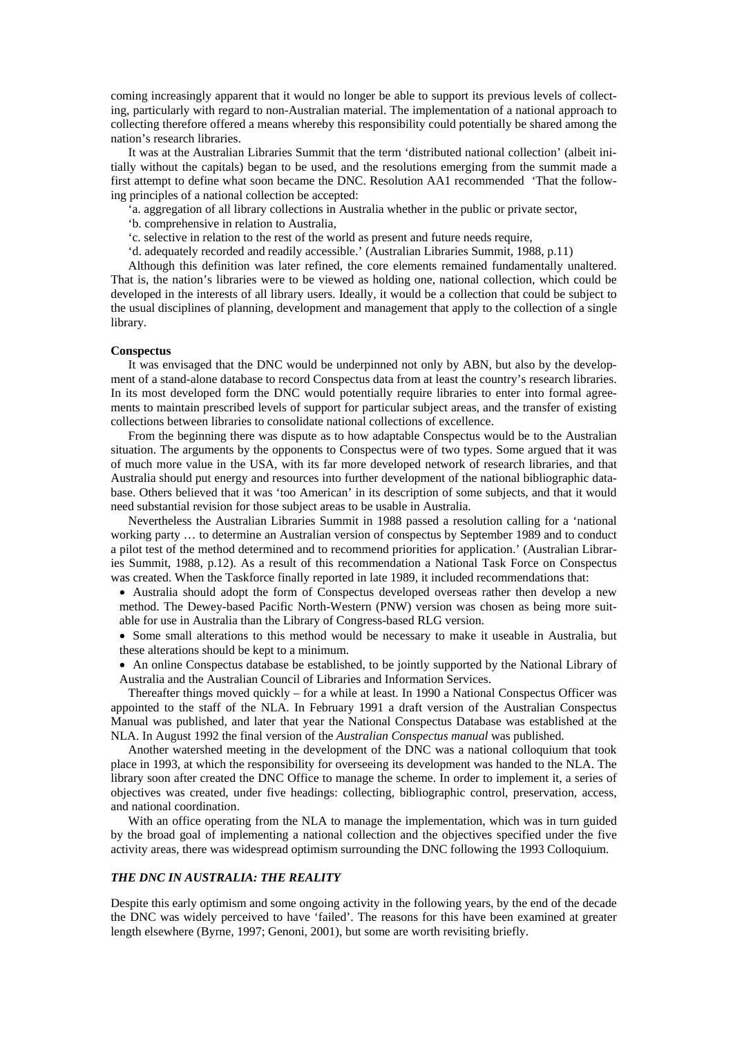coming increasingly apparent that it would no longer be able to support its previous levels of collecting, particularly with regard to non-Australian material. The implementation of a national approach to collecting therefore offered a means whereby this responsibility could potentially be shared among the nation's research libraries.

It was at the Australian Libraries Summit that the term 'distributed national collection' (albeit initially without the capitals) began to be used, and the resolutions emerging from the summit made a first attempt to define what soon became the DNC. Resolution AA1 recommended 'That the following principles of a national collection be accepted:

'a. aggregation of all library collections in Australia whether in the public or private sector,

'b. comprehensive in relation to Australia,

'c. selective in relation to the rest of the world as present and future needs require,

'd. adequately recorded and readily accessible.' (Australian Libraries Summit, 1988, p.11)

Although this definition was later refined, the core elements remained fundamentally unaltered. That is, the nation's libraries were to be viewed as holding one, national collection, which could be developed in the interests of all library users. Ideally, it would be a collection that could be subject to the usual disciplines of planning, development and management that apply to the collection of a single library.

**Conspectus**

It was envisaged that the DNC would be underpinned not only by ABN, but also by the development of a stand-alone database to record Conspectus data from at least the country's research libraries. In its most developed form the DNC would potentially require libraries to enter into formal agreements to maintain prescribed levels of support for particular subject areas, and the transfer of existing collections between libraries to consolidate national collections of excellence.

From the beginning there was dispute as to how adaptable Conspectus would be to the Australian situation. The arguments by the opponents to Conspectus were of two types. Some argued that it was of much more value in the USA, with its far more developed network of research libraries, and that Australia should put energy and resources into further development of the national bibliographic database. Others believed that it was 'too American' in its description of some subjects, and that it would need substantial revision for those subject areas to be usable in Australia.

Nevertheless the Australian Libraries Summit in 1988 passed a resolution calling for a 'national working party … to determine an Australian version of conspectus by September 1989 and to conduct a pilot test of the method determined and to recommend priorities for application.' (Australian Libraries Summit, 1988, p.12). As a result of this recommendation a National Task Force on Conspectus was created. When the Taskforce finally reported in late 1989, it included recommendations that:

- Australia should adopt the form of Conspectus developed overseas rather then develop a new method. The Dewey-based Pacific North-Western (PNW) version was chosen as being more suitable for use in Australia than the Library of Congress-based RLG version.
- Some small alterations to this method would be necessary to make it useable in Australia, but these alterations should be kept to a minimum.
- An online Conspectus database be established, to be jointly supported by the National Library of Australia and the Australian Council of Libraries and Information Services.

Thereafter things moved quickly – for a while at least. In 1990 a National Conspectus Officer was appointed to the staff of the NLA. In February 1991 a draft version of the Australian Conspectus Manual was published, and later that year the National Conspectus Database was established at the NLA. In August 1992 the final version of the *Australian Conspectus manual* was published.

Another watershed meeting in the development of the DNC was a national colloquium that took place in 1993, at which the responsibility for overseeing its development was handed to the NLA. The library soon after created the DNC Office to manage the scheme. In order to implement it, a series of objectives was created, under five headings: collecting, bibliographic control, preservation, access, and national coordination.

With an office operating from the NLA to manage the implementation, which was in turn guided by the broad goal of implementing a national collection and the objectives specified under the five activity areas, there was widespread optimism surrounding the DNC following the 1993 Colloquium.

## *THE DNC IN AUSTRALIA: THE REALITY*

Despite this early optimism and some ongoing activity in the following years, by the end of the decade the DNC was widely perceived to have 'failed'. The reasons for this have been examined at greater length elsewhere (Byrne, 1997; Genoni, 2001), but some are worth revisiting briefly.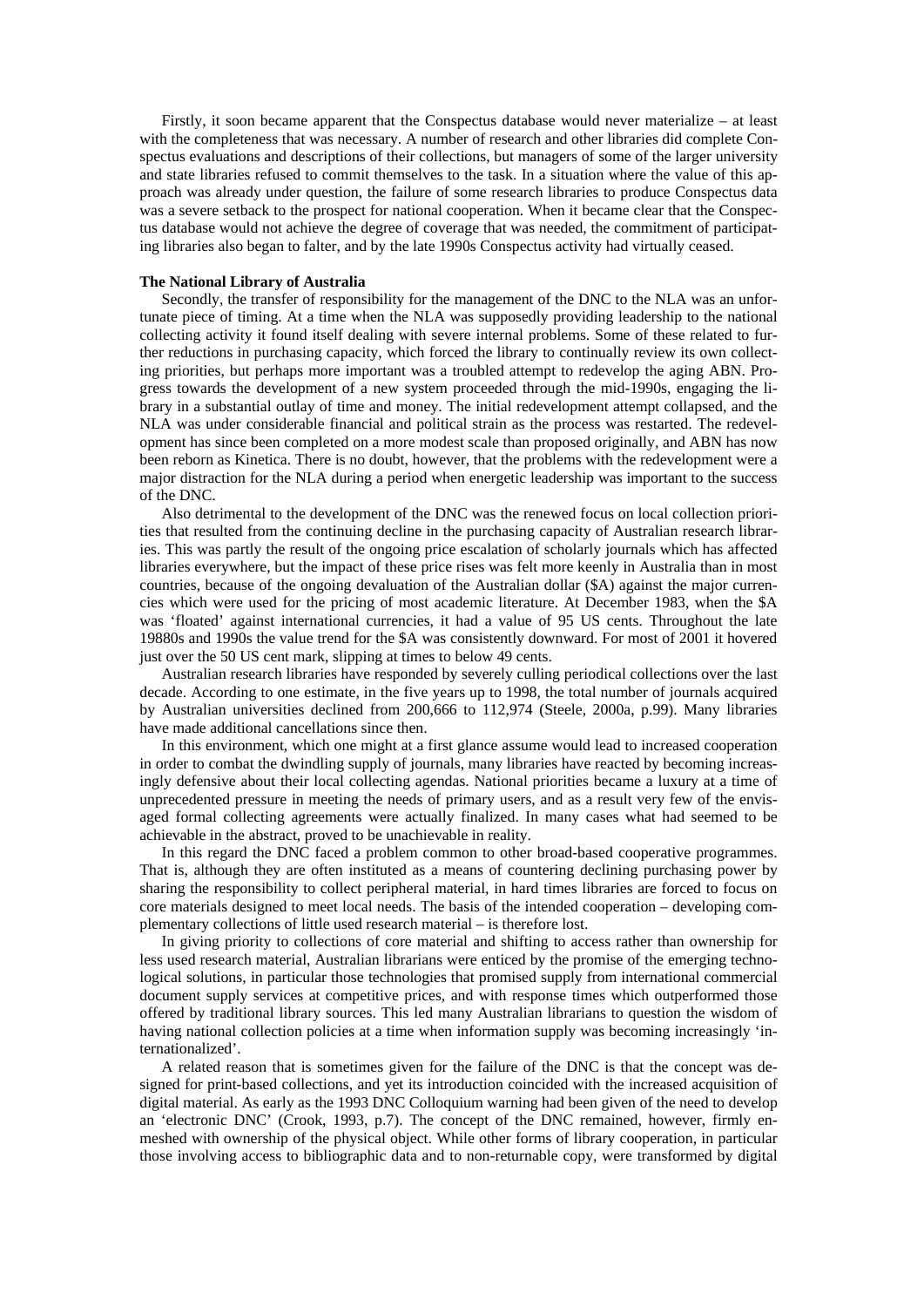Firstly, it soon became apparent that the Conspectus database would never materialize – at least with the completeness that was necessary. A number of research and other libraries did complete Conspectus evaluations and descriptions of their collections, but managers of some of the larger university and state libraries refused to commit themselves to the task. In a situation where the value of this approach was already under question, the failure of some research libraries to produce Conspectus data was a severe setback to the prospect for national cooperation. When it became clear that the Conspectus database would not achieve the degree of coverage that was needed, the commitment of participating libraries also began to falter, and by the late 1990s Conspectus activity had virtually ceased.

**The National Library of Australia**

Secondly, the transfer of responsibility for the management of the DNC to the NLA was an unfortunate piece of timing. At a time when the NLA was supposedly providing leadership to the national collecting activity it found itself dealing with severe internal problems. Some of these related to further reductions in purchasing capacity, which forced the library to continually review its own collecting priorities, but perhaps more important was a troubled attempt to redevelop the aging ABN. Progress towards the development of a new system proceeded through the mid-1990s, engaging the library in a substantial outlay of time and money. The initial redevelopment attempt collapsed, and the NLA was under considerable financial and political strain as the process was restarted. The redevelopment has since been completed on a more modest scale than proposed originally, and ABN has now been reborn as Kinetica. There is no doubt, however, that the problems with the redevelopment were a major distraction for the NLA during a period when energetic leadership was important to the success of the DNC.

Also detrimental to the development of the DNC was the renewed focus on local collection priorities that resulted from the continuing decline in the purchasing capacity of Australian research libraries. This was partly the result of the ongoing price escalation of scholarly journals which has affected libraries everywhere, but the impact of these price rises was felt more keenly in Australia than in most countries, because of the ongoing devaluation of the Australian dollar ($A) against the major currencies which were used for the pricing of most academic literature. At December 1983, when the $A was 'floated' against international currencies, it had a value of 95 US cents. Throughout the late 19880s and 1990s the value trend for the $A was consistently downward. For most of 2001 it hovered just over the 50 US cent mark, slipping at times to below 49 cents.

Australian research libraries have responded by severely culling periodical collections over the last decade. According to one estimate, in the five years up to 1998, the total number of journals acquired by Australian universities declined from 200,666 to 112,974 (Steele, 2000a, p.99). Many libraries have made additional cancellations since then.

In this environment, which one might at a first glance assume would lead to increased cooperation in order to combat the dwindling supply of journals, many libraries have reacted by becoming increasingly defensive about their local collecting agendas. National priorities became a luxury at a time of unprecedented pressure in meeting the needs of primary users, and as a result very few of the envisaged formal collecting agreements were actually finalized. In many cases what had seemed to be achievable in the abstract, proved to be unachievable in reality.

In this regard the DNC faced a problem common to other broad-based cooperative programmes. That is, although they are often instituted as a means of countering declining purchasing power by sharing the responsibility to collect peripheral material, in hard times libraries are forced to focus on core materials designed to meet local needs. The basis of the intended cooperation – developing complementary collections of little used research material – is therefore lost.

In giving priority to collections of core material and shifting to access rather than ownership for less used research material, Australian librarians were enticed by the promise of the emerging technological solutions, in particular those technologies that promised supply from international commercial document supply services at competitive prices, and with response times which outperformed those offered by traditional library sources. This led many Australian librarians to question the wisdom of having national collection policies at a time when information supply was becoming increasingly 'internationalized'.

A related reason that is sometimes given for the failure of the DNC is that the concept was designed for print-based collections, and yet its introduction coincided with the increased acquisition of digital material. As early as the 1993 DNC Colloquium warning had been given of the need to develop an 'electronic DNC' (Crook, 1993, p.7). The concept of the DNC remained, however, firmly enmeshed with ownership of the physical object. While other forms of library cooperation, in particular those involving access to bibliographic data and to non-returnable copy, were transformed by digital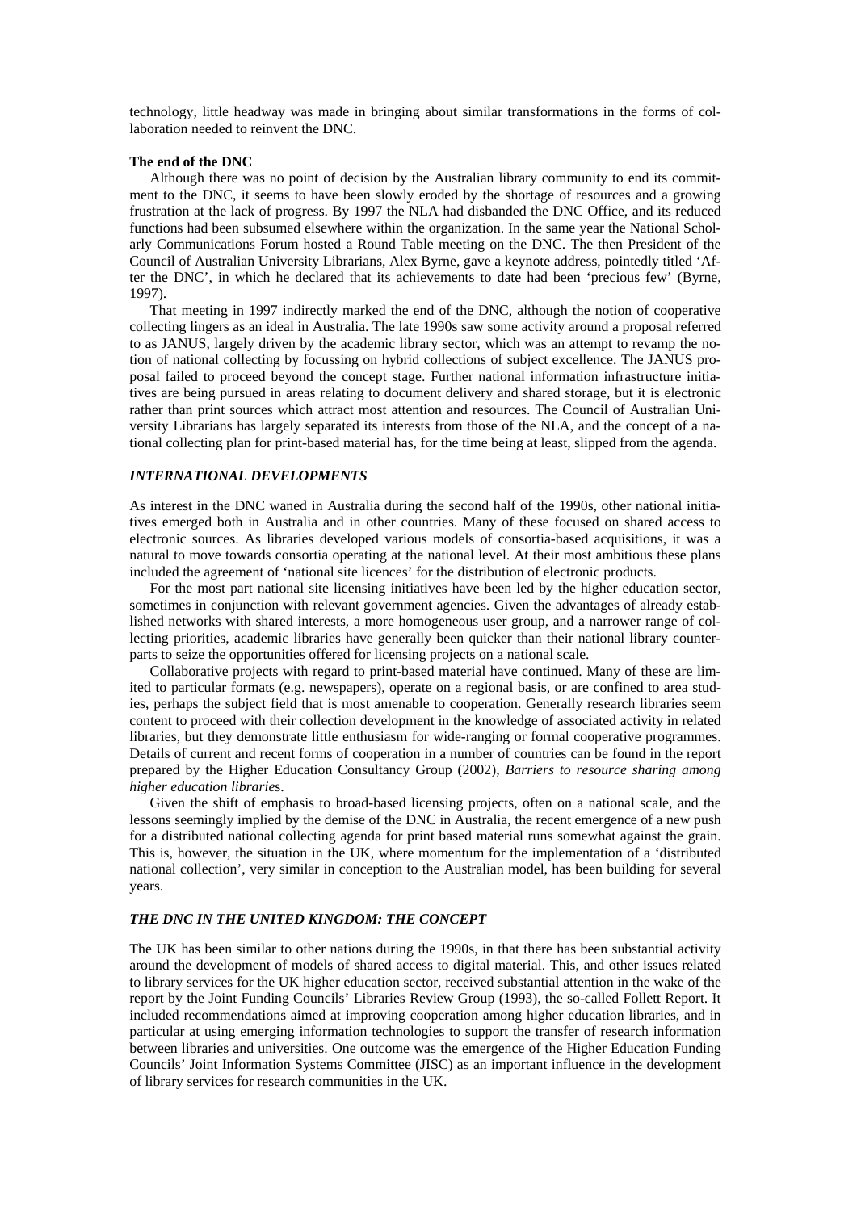technology, little headway was made in bringing about similar transformations in the forms of collaboration needed to reinvent the DNC.

**The end of the DNC**

Although there was no point of decision by the Australian library community to end its commitment to the DNC, it seems to have been slowly eroded by the shortage of resources and a growing frustration at the lack of progress. By 1997 the NLA had disbanded the DNC Office, and its reduced functions had been subsumed elsewhere within the organization. In the same year the National Scholarly Communications Forum hosted a Round Table meeting on the DNC. The then President of the Council of Australian University Librarians, Alex Byrne, gave a keynote address, pointedly titled 'After the DNC', in which he declared that its achievements to date had been 'precious few' (Byrne, 1997).

That meeting in 1997 indirectly marked the end of the DNC, although the notion of cooperative collecting lingers as an ideal in Australia. The late 1990s saw some activity around a proposal referred to as JANUS, largely driven by the academic library sector, which was an attempt to revamp the notion of national collecting by focussing on hybrid collections of subject excellence. The JANUS proposal failed to proceed beyond the concept stage. Further national information infrastructure initiatives are being pursued in areas relating to document delivery and shared storage, but it is electronic rather than print sources which attract most attention and resources. The Council of Australian University Librarians has largely separated its interests from those of the NLA, and the concept of a national collecting plan for print-based material has, for the time being at least, slipped from the agenda.

### *INTERNATIONAL DEVELOPMENTS*

As interest in the DNC waned in Australia during the second half of the 1990s, other national initiatives emerged both in Australia and in other countries. Many of these focused on shared access to electronic sources. As libraries developed various models of consortia-based acquisitions, it was a natural to move towards consortia operating at the national level. At their most ambitious these plans included the agreement of 'national site licences' for the distribution of electronic products.

For the most part national site licensing initiatives have been led by the higher education sector, sometimes in conjunction with relevant government agencies. Given the advantages of already established networks with shared interests, a more homogeneous user group, and a narrower range of collecting priorities, academic libraries have generally been quicker than their national library counterparts to seize the opportunities offered for licensing projects on a national scale.

Collaborative projects with regard to print-based material have continued. Many of these are limited to particular formats (e.g. newspapers), operate on a regional basis, or are confined to area studies, perhaps the subject field that is most amenable to cooperation. Generally research libraries seem content to proceed with their collection development in the knowledge of associated activity in related libraries, but they demonstrate little enthusiasm for wide-ranging or formal cooperative programmes. Details of current and recent forms of cooperation in a number of countries can be found in the report prepared by the Higher Education Consultancy Group (2002), *Barriers to resource sharing among higher education libraries*.

Given the shift of emphasis to broad-based licensing projects, often on a national scale, and the lessons seemingly implied by the demise of the DNC in Australia, the recent emergence of a new push for a distributed national collecting agenda for print based material runs somewhat against the grain. This is, however, the situation in the UK, where momentum for the implementation of a 'distributed national collection', very similar in conception to the Australian model, has been building for several years.

### *THE DNC IN THE UNITED KINGDOM: THE CONCEPT*

The UK has been similar to other nations during the 1990s, in that there has been substantial activity around the development of models of shared access to digital material. This, and other issues related to library services for the UK higher education sector, received substantial attention in the wake of the report by the Joint Funding Councils' Libraries Review Group (1993), the so-called Follett Report. It included recommendations aimed at improving cooperation among higher education libraries, and in particular at using emerging information technologies to support the transfer of research information between libraries and universities. One outcome was the emergence of the Higher Education Funding Councils' Joint Information Systems Committee (JISC) as an important influence in the development of library services for research communities in the UK.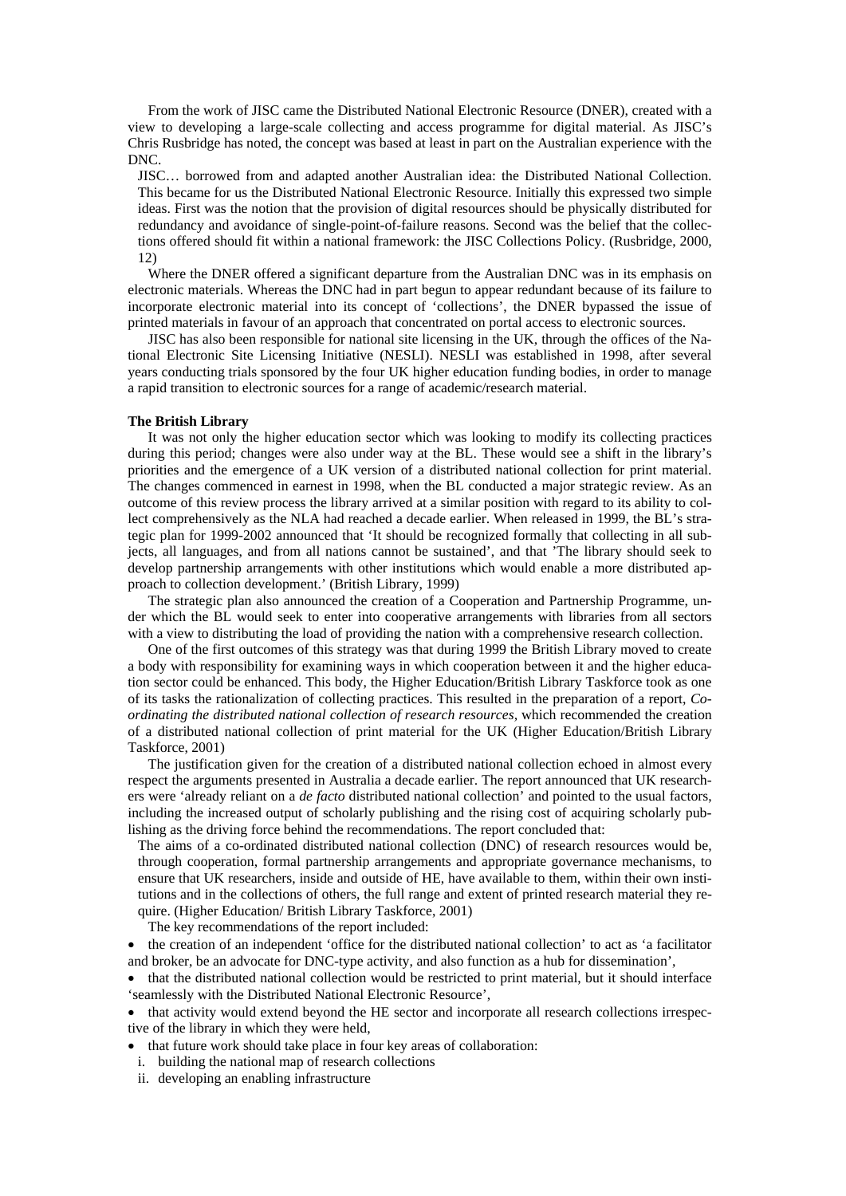From the work of JISC came the Distributed National Electronic Resource (DNER), created with a view to developing a large-scale collecting and access programme for digital material. As JISC's Chris Rusbridge has noted, the concept was based at least in part on the Australian experience with the DNC.

> JISC… borrowed from and adapted another Australian idea: the Distributed National Collection. This became for us the Distributed National Electronic Resource. Initially this expressed two simple ideas. First was the notion that the provision of digital resources should be physically distributed for redundancy and avoidance of single-point-of-failure reasons. Second was the belief that the collections offered should fit within a national framework: the JISC Collections Policy. (Rusbridge, 2000, 12)

Where the DNER offered a significant departure from the Australian DNC was in its emphasis on electronic materials. Whereas the DNC had in part begun to appear redundant because of its failure to incorporate electronic material into its concept of 'collections', the DNER bypassed the issue of printed materials in favour of an approach that concentrated on portal access to electronic sources.

JISC has also been responsible for national site licensing in the UK, through the offices of the National Electronic Site Licensing Initiative (NESLI). NESLI was established in 1998, after several years conducting trials sponsored by the four UK higher education funding bodies, in order to manage a rapid transition to electronic sources for a range of academic/research material.

**The British Library**

It was not only the higher education sector which was looking to modify its collecting practices during this period; changes were also under way at the BL. These would see a shift in the library's priorities and the emergence of a UK version of a distributed national collection for print material. The changes commenced in earnest in 1998, when the BL conducted a major strategic review. As an outcome of this review process the library arrived at a similar position with regard to its ability to collect comprehensively as the NLA had reached a decade earlier. When released in 1999, the BL's strategic plan for 1999-2002 announced that 'It should be recognized formally that collecting in all subjects, all languages, and from all nations cannot be sustained', and that 'The library should seek to develop partnership arrangements with other institutions which would enable a more distributed approach to collection development.' (British Library, 1999)

The strategic plan also announced the creation of a Cooperation and Partnership Programme, under which the BL would seek to enter into cooperative arrangements with libraries from all sectors with a view to distributing the load of providing the nation with a comprehensive research collection.

One of the first outcomes of this strategy was that during 1999 the British Library moved to create a body with responsibility for examining ways in which cooperation between it and the higher education sector could be enhanced. This body, the Higher Education/British Library Taskforce took as one of its tasks the rationalization of collecting practices. This resulted in the preparation of a report, *Co-ordinating the distributed national collection of research resources,* which recommended the creation of a distributed national collection of print material for the UK (Higher Education/British Library Taskforce, 2001)

The justification given for the creation of a distributed national collection echoed in almost every respect the arguments presented in Australia a decade earlier. The report announced that UK researchers were 'already reliant on a *de facto* distributed national collection' and pointed to the usual factors, including the increased output of scholarly publishing and the rising cost of acquiring scholarly publishing as the driving force behind the recommendations. The report concluded that:

> The aims of a co-ordinated distributed national collection (DNC) of research resources would be, through cooperation, formal partnership arrangements and appropriate governance mechanisms, to ensure that UK researchers, inside and outside of HE, have available to them, within their own institutions and in the collections of others, the full range and extent of printed research material they require. (Higher Education/ British Library Taskforce, 2001)

The key recommendations of the report included:

- the creation of an independent 'office for the distributed national collection' to act as 'a facilitator and broker, be an advocate for DNC-type activity, and also function as a hub for dissemination',
- that the distributed national collection would be restricted to print material, but it should interface 'seamlessly with the Distributed National Electronic Resource',
- that activity would extend beyond the HE sector and incorporate all research collections irrespective of the library in which they were held,
- that future work should take place in four key areas of collaboration:
  - i. building the national map of research collections
  - ii. developing an enabling infrastructure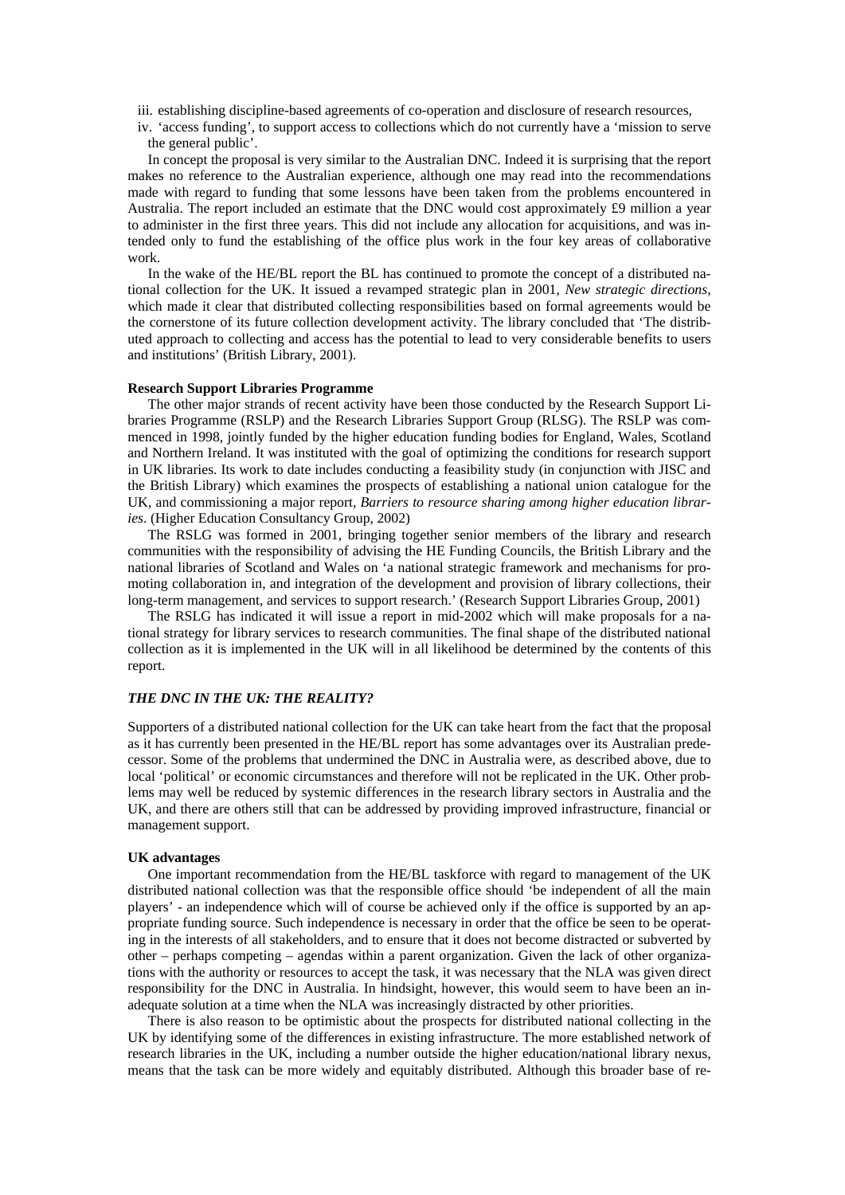iii. establishing discipline-based agreements of co-operation and disclosure of research resources,

iv. 'access funding', to support access to collections which do not currently have a 'mission to serve the general public'.

In concept the proposal is very similar to the Australian DNC. Indeed it is surprising that the report makes no reference to the Australian experience, although one may read into the recommendations made with regard to funding that some lessons have been taken from the problems encountered in Australia. The report included an estimate that the DNC would cost approximately £9 million a year to administer in the first three years. This did not include any allocation for acquisitions, and was intended only to fund the establishing of the office plus work in the four key areas of collaborative work.

In the wake of the HE/BL report the BL has continued to promote the concept of a distributed national collection for the UK. It issued a revamped strategic plan in 2001, *New strategic directions*, which made it clear that distributed collecting responsibilities based on formal agreements would be the cornerstone of its future collection development activity. The library concluded that 'The distributed approach to collecting and access has the potential to lead to very considerable benefits to users and institutions' (British Library, 2001).

**Research Support Libraries Programme**

The other major strands of recent activity have been those conducted by the Research Support Libraries Programme (RSLP) and the Research Libraries Support Group (RLSG). The RSLP was commenced in 1998, jointly funded by the higher education funding bodies for England, Wales, Scotland and Northern Ireland. It was instituted with the goal of optimizing the conditions for research support in UK libraries. Its work to date includes conducting a feasibility study (in conjunction with JISC and the British Library) which examines the prospects of establishing a national union catalogue for the UK, and commissioning a major report, *Barriers to resource sharing among higher education libraries*. (Higher Education Consultancy Group, 2002)

The RSLG was formed in 2001, bringing together senior members of the library and research communities with the responsibility of advising the HE Funding Councils, the British Library and the national libraries of Scotland and Wales on 'a national strategic framework and mechanisms for promoting collaboration in, and integration of the development and provision of library collections, their long-term management, and services to support research.' (Research Support Libraries Group, 2001)

The RSLG has indicated it will issue a report in mid-2002 which will make proposals for a national strategy for library services to research communities. The final shape of the distributed national collection as it is implemented in the UK will in all likelihood be determined by the contents of this report.

## *THE DNC IN THE UK: THE REALITY?*

Supporters of a distributed national collection for the UK can take heart from the fact that the proposal as it has currently been presented in the HE/BL report has some advantages over its Australian predecessor. Some of the problems that undermined the DNC in Australia were, as described above, due to local 'political' or economic circumstances and therefore will not be replicated in the UK. Other problems may well be reduced by systemic differences in the research library sectors in Australia and the UK, and there are others still that can be addressed by providing improved infrastructure, financial or management support.

**UK advantages**

One important recommendation from the HE/BL taskforce with regard to management of the UK distributed national collection was that the responsible office should 'be independent of all the main players' - an independence which will of course be achieved only if the office is supported by an appropriate funding source. Such independence is necessary in order that the office be seen to be operating in the interests of all stakeholders, and to ensure that it does not become distracted or subverted by other – perhaps competing – agendas within a parent organization. Given the lack of other organizations with the authority or resources to accept the task, it was necessary that the NLA was given direct responsibility for the DNC in Australia. In hindsight, however, this would seem to have been an inadequate solution at a time when the NLA was increasingly distracted by other priorities.

There is also reason to be optimistic about the prospects for distributed national collecting in the UK by identifying some of the differences in existing infrastructure. The more established network of research libraries in the UK, including a number outside the higher education/national library nexus, means that the task can be more widely and equitably distributed. Although this broader base of re-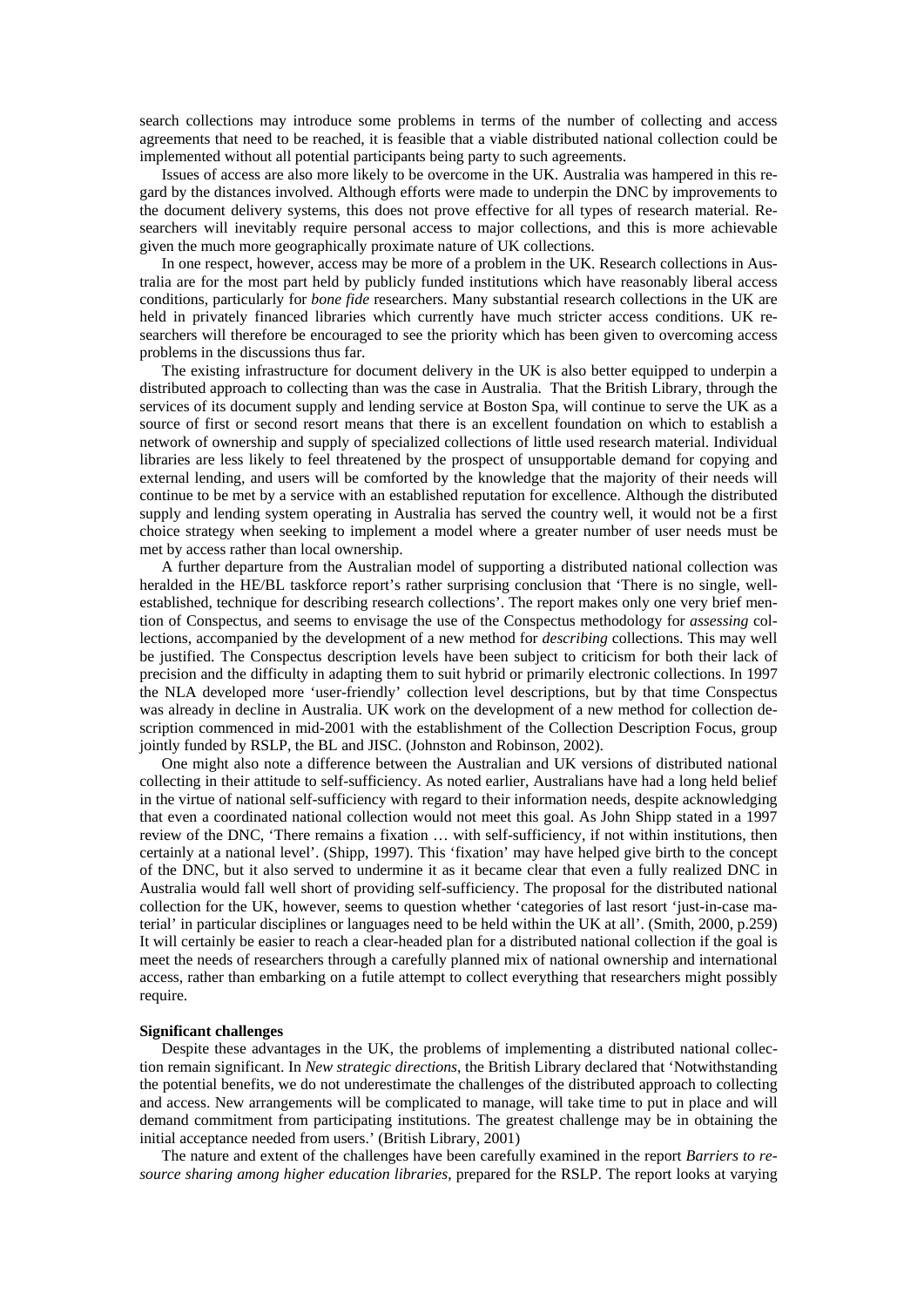search collections may introduce some problems in terms of the number of collecting and access agreements that need to be reached, it is feasible that a viable distributed national collection could be implemented without all potential participants being party to such agreements.

Issues of access are also more likely to be overcome in the UK. Australia was hampered in this regard by the distances involved. Although efforts were made to underpin the DNC by improvements to the document delivery systems, this does not prove effective for all types of research material. Researchers will inevitably require personal access to major collections, and this is more achievable given the much more geographically proximate nature of UK collections.

In one respect, however, access may be more of a problem in the UK. Research collections in Australia are for the most part held by publicly funded institutions which have reasonably liberal access conditions, particularly for *bone fide* researchers. Many substantial research collections in the UK are held in privately financed libraries which currently have much stricter access conditions. UK researchers will therefore be encouraged to see the priority which has been given to overcoming access problems in the discussions thus far.

The existing infrastructure for document delivery in the UK is also better equipped to underpin a distributed approach to collecting than was the case in Australia. That the British Library, through the services of its document supply and lending service at Boston Spa, will continue to serve the UK as a source of first or second resort means that there is an excellent foundation on which to establish a network of ownership and supply of specialized collections of little used research material. Individual libraries are less likely to feel threatened by the prospect of unsupportable demand for copying and external lending, and users will be comforted by the knowledge that the majority of their needs will continue to be met by a service with an established reputation for excellence. Although the distributed supply and lending system operating in Australia has served the country well, it would not be a first choice strategy when seeking to implement a model where a greater number of user needs must be met by access rather than local ownership.

A further departure from the Australian model of supporting a distributed national collection was heralded in the HE/BL taskforce report's rather surprising conclusion that 'There is no single, well-established, technique for describing research collections'. The report makes only one very brief mention of Conspectus, and seems to envisage the use of the Conspectus methodology for *assessing* collections, accompanied by the development of a new method for *describing* collections. This may well be justified. The Conspectus description levels have been subject to criticism for both their lack of precision and the difficulty in adapting them to suit hybrid or primarily electronic collections. In 1997 the NLA developed more 'user-friendly' collection level descriptions, but by that time Conspectus was already in decline in Australia. UK work on the development of a new method for collection description commenced in mid-2001 with the establishment of the Collection Description Focus, group jointly funded by RSLP, the BL and JISC. (Johnston and Robinson, 2002).

One might also note a difference between the Australian and UK versions of distributed national collecting in their attitude to self-sufficiency. As noted earlier, Australians have had a long held belief in the virtue of national self-sufficiency with regard to their information needs, despite acknowledging that even a coordinated national collection would not meet this goal. As John Shipp stated in a 1997 review of the DNC, 'There remains a fixation … with self-sufficiency, if not within institutions, then certainly at a national level'. (Shipp, 1997). This 'fixation' may have helped give birth to the concept of the DNC, but it also served to undermine it as it became clear that even a fully realized DNC in Australia would fall well short of providing self-sufficiency. The proposal for the distributed national collection for the UK, however, seems to question whether 'categories of last resort 'just-in-case material' in particular disciplines or languages need to be held within the UK at all'. (Smith, 2000, p.259) It will certainly be easier to reach a clear-headed plan for a distributed national collection if the goal is meet the needs of researchers through a carefully planned mix of national ownership and international access, rather than embarking on a futile attempt to collect everything that researchers might possibly require.

**Significant challenges**

Despite these advantages in the UK, the problems of implementing a distributed national collection remain significant. In *New strategic directions*, the British Library declared that 'Notwithstanding the potential benefits, we do not underestimate the challenges of the distributed approach to collecting and access. New arrangements will be complicated to manage, will take time to put in place and will demand commitment from participating institutions. The greatest challenge may be in obtaining the initial acceptance needed from users.' (British Library, 2001)

The nature and extent of the challenges have been carefully examined in the report *Barriers to resource sharing among higher education libraries*, prepared for the RSLP. The report looks at varying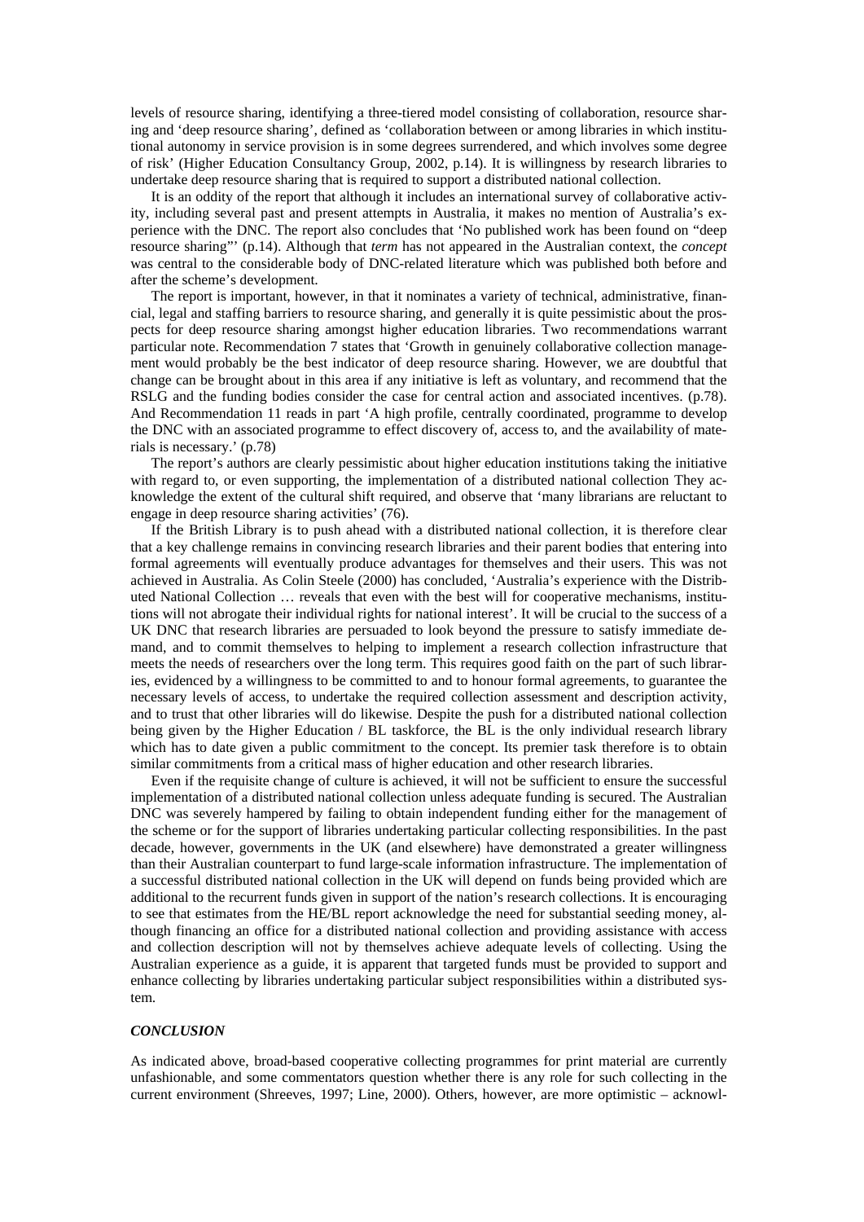levels of resource sharing, identifying a three-tiered model consisting of collaboration, resource sharing and 'deep resource sharing', defined as 'collaboration between or among libraries in which institutional autonomy in service provision is in some degrees surrendered, and which involves some degree of risk' (Higher Education Consultancy Group, 2002, p.14). It is willingness by research libraries to undertake deep resource sharing that is required to support a distributed national collection.

It is an oddity of the report that although it includes an international survey of collaborative activity, including several past and present attempts in Australia, it makes no mention of Australia's experience with the DNC. The report also concludes that 'No published work has been found on "deep resource sharing"' (p.14). Although that *term* has not appeared in the Australian context, the *concept* was central to the considerable body of DNC-related literature which was published both before and after the scheme's development.

The report is important, however, in that it nominates a variety of technical, administrative, financial, legal and staffing barriers to resource sharing, and generally it is quite pessimistic about the prospects for deep resource sharing amongst higher education libraries. Two recommendations warrant particular note. Recommendation 7 states that 'Growth in genuinely collaborative collection management would probably be the best indicator of deep resource sharing. However, we are doubtful that change can be brought about in this area if any initiative is left as voluntary, and recommend that the RSLG and the funding bodies consider the case for central action and associated incentives. (p.78). And Recommendation 11 reads in part 'A high profile, centrally coordinated, programme to develop the DNC with an associated programme to effect discovery of, access to, and the availability of materials is necessary.' (p.78)

The report's authors are clearly pessimistic about higher education institutions taking the initiative with regard to, or even supporting, the implementation of a distributed national collection They acknowledge the extent of the cultural shift required, and observe that 'many librarians are reluctant to engage in deep resource sharing activities' (76).

If the British Library is to push ahead with a distributed national collection, it is therefore clear that a key challenge remains in convincing research libraries and their parent bodies that entering into formal agreements will eventually produce advantages for themselves and their users. This was not achieved in Australia. As Colin Steele (2000) has concluded, 'Australia's experience with the Distributed National Collection … reveals that even with the best will for cooperative mechanisms, institutions will not abrogate their individual rights for national interest'. It will be crucial to the success of a UK DNC that research libraries are persuaded to look beyond the pressure to satisfy immediate demand, and to commit themselves to helping to implement a research collection infrastructure that meets the needs of researchers over the long term. This requires good faith on the part of such libraries, evidenced by a willingness to be committed to and to honour formal agreements, to guarantee the necessary levels of access, to undertake the required collection assessment and description activity, and to trust that other libraries will do likewise. Despite the push for a distributed national collection being given by the Higher Education / BL taskforce, the BL is the only individual research library which has to date given a public commitment to the concept. Its premier task therefore is to obtain similar commitments from a critical mass of higher education and other research libraries.

Even if the requisite change of culture is achieved, it will not be sufficient to ensure the successful implementation of a distributed national collection unless adequate funding is secured. The Australian DNC was severely hampered by failing to obtain independent funding either for the management of the scheme or for the support of libraries undertaking particular collecting responsibilities. In the past decade, however, governments in the UK (and elsewhere) have demonstrated a greater willingness than their Australian counterpart to fund large-scale information infrastructure. The implementation of a successful distributed national collection in the UK will depend on funds being provided which are additional to the recurrent funds given in support of the nation's research collections. It is encouraging to see that estimates from the HE/BL report acknowledge the need for substantial seeding money, although financing an office for a distributed national collection and providing assistance with access and collection description will not by themselves achieve adequate levels of collecting. Using the Australian experience as a guide, it is apparent that targeted funds must be provided to support and enhance collecting by libraries undertaking particular subject responsibilities within a distributed system.

## *CONCLUSION*

As indicated above, broad-based cooperative collecting programmes for print material are currently unfashionable, and some commentators question whether there is any role for such collecting in the current environment (Shreeves, 1997; Line, 2000). Others, however, are more optimistic – acknowl-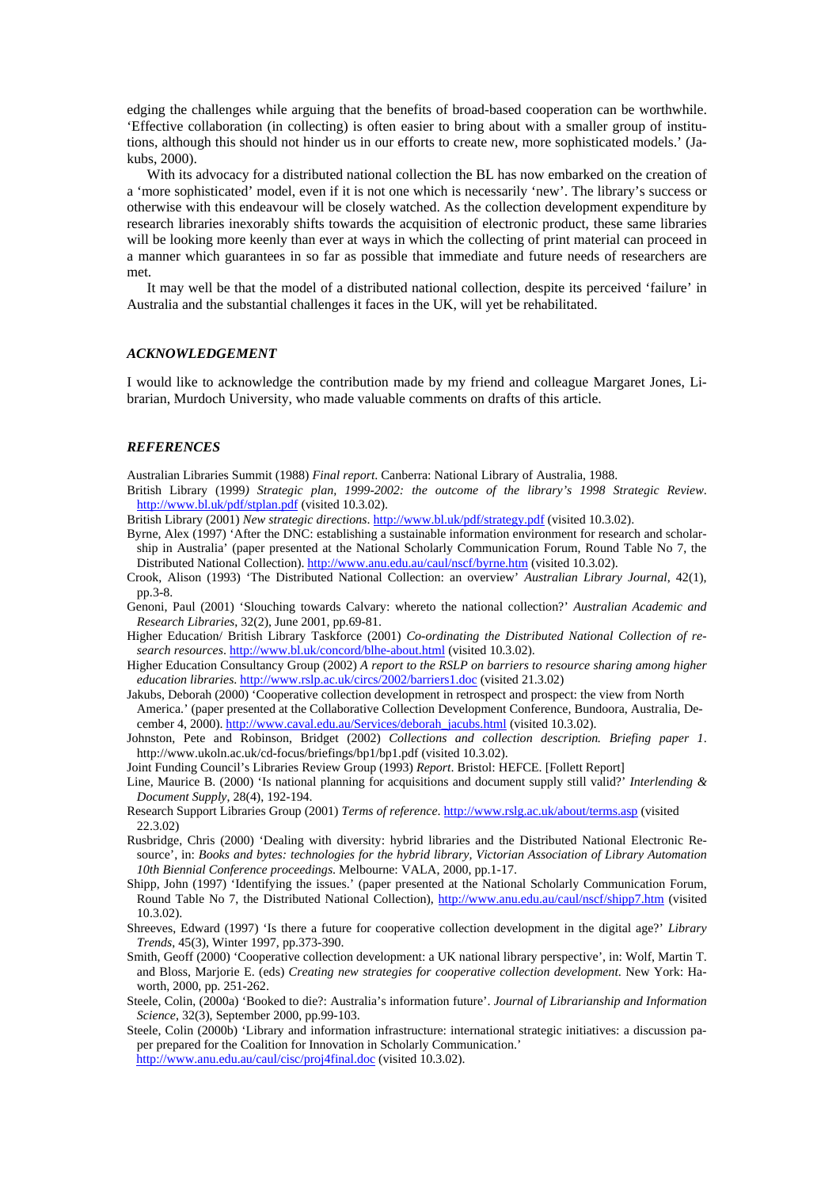edging the challenges while arguing that the benefits of broad-based cooperation can be worthwhile. 'Effective collaboration (in collecting) is often easier to bring about with a smaller group of institutions, although this should not hinder us in our efforts to create new, more sophisticated models.' (Jakubs, 2000).

With its advocacy for a distributed national collection the BL has now embarked on the creation of a 'more sophisticated' model, even if it is not one which is necessarily 'new'. The library's success or otherwise with this endeavour will be closely watched. As the collection development expenditure by research libraries inexorably shifts towards the acquisition of electronic product, these same libraries will be looking more keenly than ever at ways in which the collecting of print material can proceed in a manner which guarantees in so far as possible that immediate and future needs of researchers are met.

It may well be that the model of a distributed national collection, despite its perceived 'failure' in Australia and the substantial challenges it faces in the UK, will yet be rehabilitated.

### *ACKNOWLEDGEMENT*

I would like to acknowledge the contribution made by my friend and colleague Margaret Jones, Librarian, Murdoch University, who made valuable comments on drafts of this article.

### *REFERENCES*

Australian Libraries Summit (1988) *Final report*. Canberra: National Library of Australia, 1988.

British Library (1999*) Strategic plan, 1999-2002: the outcome of the library's 1998 Strategic Review*. http://www.bl.uk/pdf/stplan.pdf (visited 10.3.02).

British Library (2001) *New strategic directions*. http://www.bl.uk/pdf/strategy.pdf (visited 10.3.02).

Byrne, Alex (1997) 'After the DNC: establishing a sustainable information environment for research and scholarship in Australia' (paper presented at the National Scholarly Communication Forum, Round Table No 7, the Distributed National Collection). http://www.anu.edu.au/caul/nscf/byrne.htm (visited 10.3.02).

Crook, Alison (1993) 'The Distributed National Collection: an overview' *Australian Library Journal*, 42(1), pp.3-8.

Genoni, Paul (2001) 'Slouching towards Calvary: whereto the national collection?' *Australian Academic and Research Libraries*, 32(2), June 2001, pp.69-81.

Higher Education/ British Library Taskforce (2001) *Co-ordinating the Distributed National Collection of research resources*. http://www.bl.uk/concord/blhe-about.html (visited 10.3.02).

Higher Education Consultancy Group (2002) *A report to the RSLP on barriers to resource sharing among higher education libraries*. http://www.rslp.ac.uk/circs/2002/barriers1.doc (visited 21.3.02)

Jakubs, Deborah (2000) 'Cooperative collection development in retrospect and prospect: the view from North America.' (paper presented at the Collaborative Collection Development Conference, Bundoora, Australia, December 4, 2000). http://www.caval.edu.au/Services/deborah_jacubs.html (visited 10.3.02).

Johnston, Pete and Robinson, Bridget (2002) *Collections and collection description. Briefing paper 1*. http://www.ukoln.ac.uk/cd-focus/briefings/bp1/bp1.pdf (visited 10.3.02).

Joint Funding Council's Libraries Review Group (1993) *Report*. Bristol: HEFCE. [Follett Report]

Line, Maurice B. (2000) 'Is national planning for acquisitions and document supply still valid?' *Interlending & Document Supply*, 28(4), 192-194.

Research Support Libraries Group (2001) *Terms of reference*. http://www.rslg.ac.uk/about/terms.asp (visited 22.3.02)

Rusbridge, Chris (2000) 'Dealing with diversity: hybrid libraries and the Distributed National Electronic Resource', in: *Books and bytes: technologies for the hybrid library, Victorian Association of Library Automation 10th Biennial Conference proceedings*. Melbourne: VALA, 2000, pp.1-17.

Shipp, John (1997) 'Identifying the issues.' (paper presented at the National Scholarly Communication Forum, Round Table No 7, the Distributed National Collection), http://www.anu.edu.au/caul/nscf/shipp7.htm (visited 10.3.02).

Shreeves, Edward (1997) 'Is there a future for cooperative collection development in the digital age?' *Library Trends*, 45(3), Winter 1997, pp.373-390.

Smith, Geoff (2000) 'Cooperative collection development: a UK national library perspective', in: Wolf, Martin T. and Bloss, Marjorie E. (eds) *Creating new strategies for cooperative collection development*. New York: Haworth, 2000, pp. 251-262.

Steele, Colin, (2000a) 'Booked to die?: Australia's information future'. *Journal of Librarianship and Information Science*, 32(3), September 2000, pp.99-103.

Steele, Colin (2000b) 'Library and information infrastructure: international strategic initiatives: a discussion paper prepared for the Coalition for Innovation in Scholarly Communication.' http://www.anu.edu.au/caul/cisc/proj4final.doc (visited 10.3.02).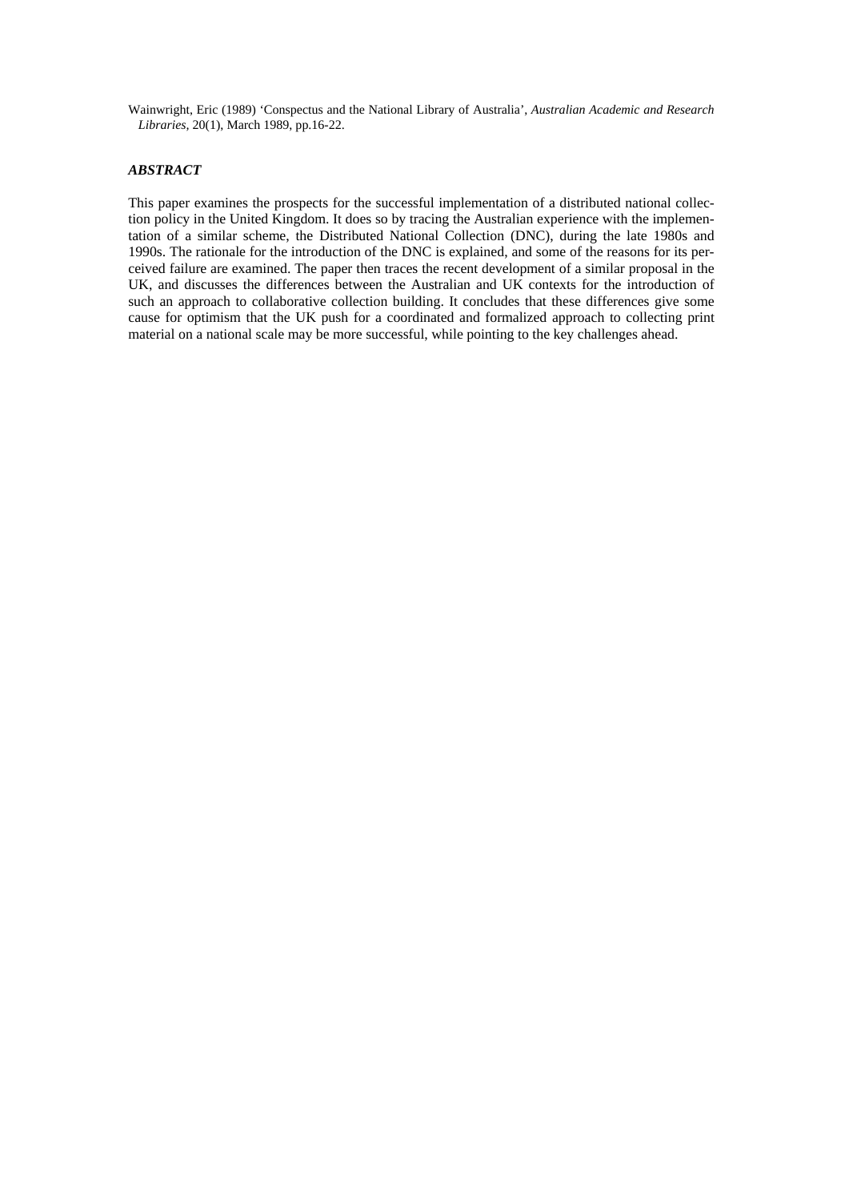Wainwright, Eric (1989) 'Conspectus and the National Library of Australia', *Australian Academic and Research Libraries*, 20(1), March 1989, pp.16-22.

### *ABSTRACT*

This paper examines the prospects for the successful implementation of a distributed national collection policy in the United Kingdom. It does so by tracing the Australian experience with the implementation of a similar scheme, the Distributed National Collection (DNC), during the late 1980s and 1990s. The rationale for the introduction of the DNC is explained, and some of the reasons for its perceived failure are examined. The paper then traces the recent development of a similar proposal in the UK, and discusses the differences between the Australian and UK contexts for the introduction of such an approach to collaborative collection building. It concludes that these differences give some cause for optimism that the UK push for a coordinated and formalized approach to collecting print material on a national scale may be more successful, while pointing to the key challenges ahead.